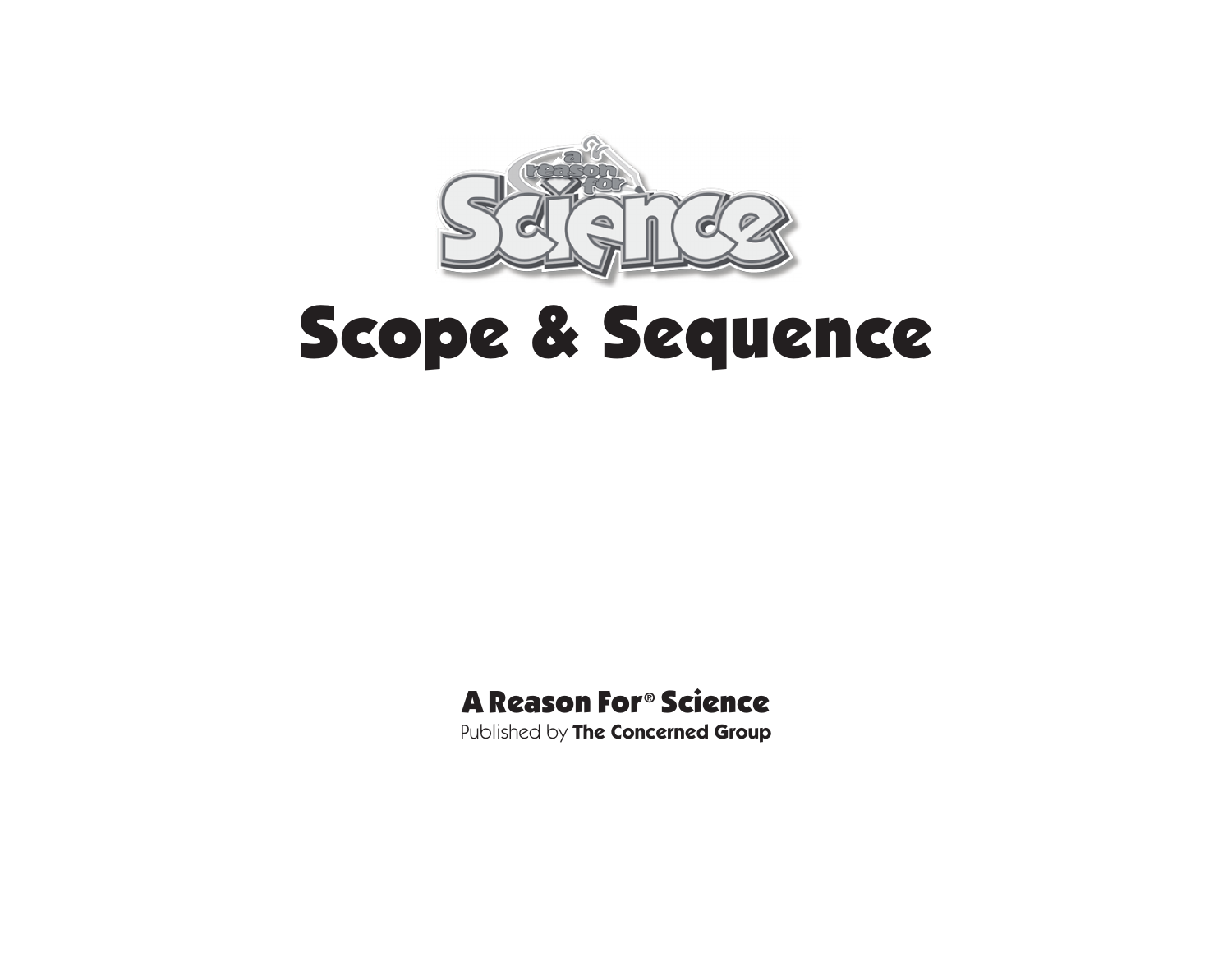# Scope & Sequence

**A Reason For® Science**

Published by **The Concerned Group**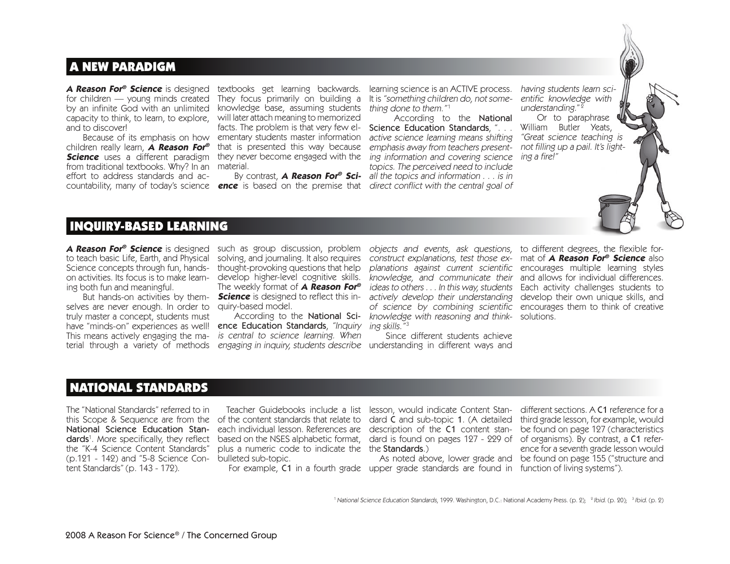## A NEW PARADIGM

***A Reason For® Science*** is designed for children — young minds created by an infinite God with an unlimited capacity to think, to learn, to explore, and to discover!

Because of its emphasis on how children really learn, ***A Reason For® Science*** uses a different paradigm from traditional textbooks. Why? In an effort to address standards and accountability, many of today's science textbooks get learning backwards. They focus primarily on building a knowledge base, assuming students will later attach meaning to memorized facts. The problem is that very few elementary students master information that is presented this way because they never become engaged with the material.

By contrast, ***A Reason For® Science*** is based on the premise that learning science is an ACTIVE process. It is *"something children do, not something done to them."*[1]

According to the **National Science Education Standards**, *". . . active science learning means shifting emphasis away from teachers presenting information and covering science topics. The perceived need to include all the topics and information . . . is in direct conflict with the central goal of having students learn scientific knowledge with understanding."*[2]

Or to paraphrase William Butler Yeats, *"Great science teaching is not filling up a pail. It's lighting a fire!"*

## INQUIRY-BASED LEARNING

***A Reason For® Science*** is designed to teach basic Life, Earth, and Physical Science concepts through fun, hands-on activities. Its focus is to make learning both fun and meaningful.

But hands-on activities by themselves are never enough. In order to truly master a concept, students must have "minds-on" experiences as well! This means actively engaging the material through a variety of methods such as group discussion, problem solving, and journaling. It also requires thought-provoking questions that help develop higher-level cognitive skills. The weekly format of ***A Reason For® Science*** is designed to reflect this inquiry-based model.

According to the **National Science Education Standards**, *"Inquiry is central to science learning. When engaging in inquiry, students describe objects and events, ask questions, construct explanations, test those explanations against current scientific knowledge, and communicate their ideas to others . . . In this way, students actively develop their understanding of science by combining scientific knowledge with reasoning and thinking skills."*[3]

Since different students achieve understanding in different ways and to different degrees, the flexible format of ***A Reason For® Science*** also encourages multiple learning styles and allows for individual differences. Each activity challenges students to develop their own unique skills, and encourages them to think of creative solutions.

## NATIONAL STANDARDS

The "National Standards" referred to in this Scope & Sequence are from the **National Science Education Standards**[1]. More specifically, they reflect the "K-4 Science Content Standards" (p.121 - 142) and "5-8 Science Content Standards" (p. 143 - 172).

Teacher Guidebooks include a list of the content standards that relate to each individual lesson. References are based on the NSES alphabetic format, plus a numeric code to indicate the bulleted sub-topic.

For example, **C1** in a fourth grade lesson, would indicate Content Standard **C** and sub-topic **1**. (A detailed description of the **C1** content standard is found on pages 127 - 229 of the **Standards**.)

As noted above, lower grade and upper grade standards are found in different sections. A **C1** reference for a third grade lesson, for example, would be found on page 127 (characteristics of organisms). By contrast, a **C1** reference for a seventh grade lesson would be found on page 155 ("structure and function of living systems").

[1] *National Science Education Standards*, 1999. Washington, D.C.: National Academy Press. (p. 2); [2] *Ibid.* (p. 20); [3] *Ibid.* (p. 2)

2008 A Reason For Science® / The Concerned Group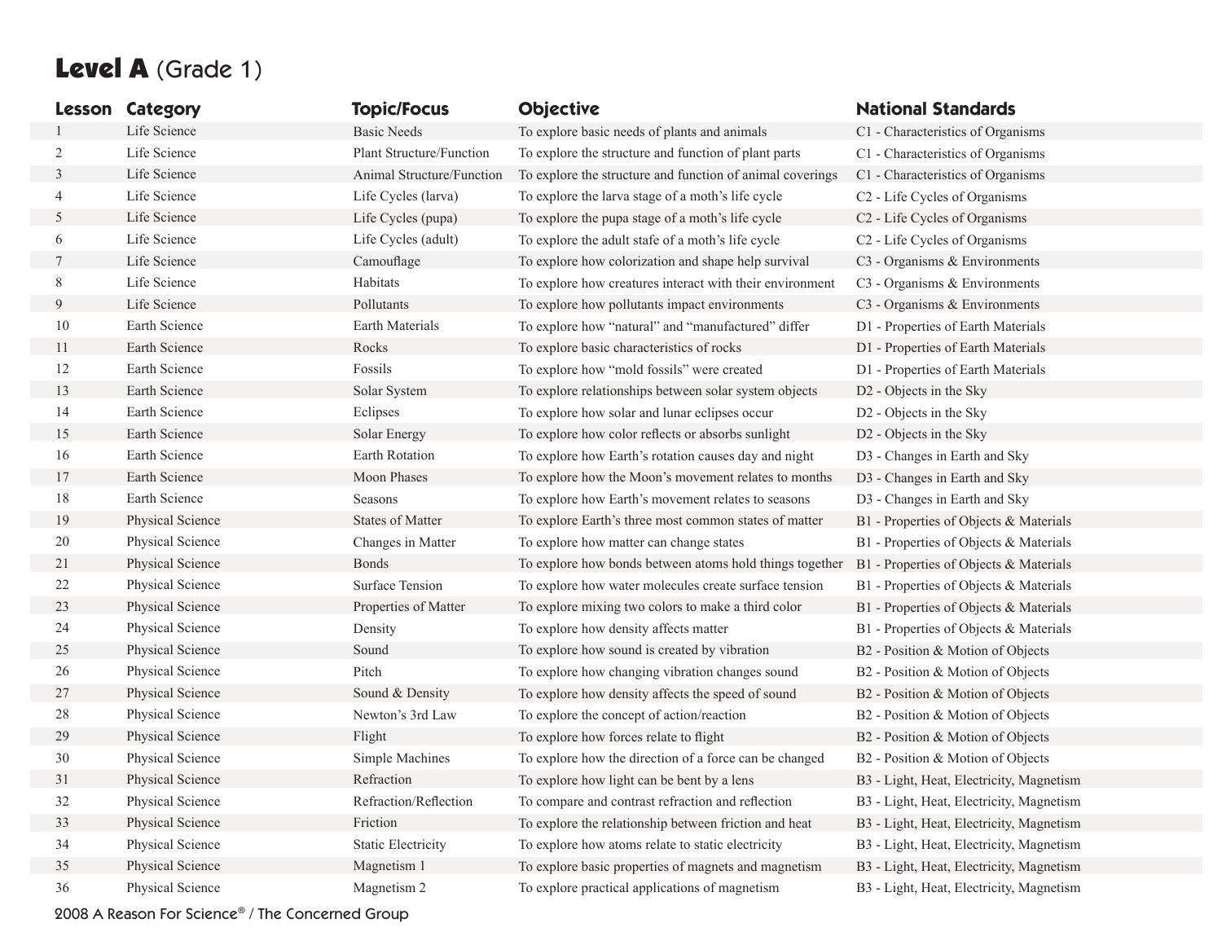# **Level A** (Grade 1)

| Lesson | Category | Topic/Focus | Objective | National Standards |
|---|---|---|---|---|
| 1 | Life Science | Basic Needs | To explore basic needs of plants and animals | C1 - Characteristics of Organisms |
| 2 | Life Science | Plant Structure/Function | To explore the structure and function of plant parts | C1 - Characteristics of Organisms |
| 3 | Life Science | Animal Structure/Function | To explore the structure and function of animal coverings | C1 - Characteristics of Organisms |
| 4 | Life Science | Life Cycles (larva) | To explore the larva stage of a moth's life cycle | C2 - Life Cycles of Organisms |
| 5 | Life Science | Life Cycles (pupa) | To explore the pupa stage of a moth's life cycle | C2 - Life Cycles of Organisms |
| 6 | Life Science | Life Cycles (adult) | To explore the adult stafe of a moth's life cycle | C2 - Life Cycles of Organisms |
| 7 | Life Science | Camouflage | To explore how colorization and shape help survival | C3 - Organisms & Environments |
| 8 | Life Science | Habitats | To explore how creatures interact with their environment | C3 - Organisms & Environments |
| 9 | Life Science | Pollutants | To explore how pollutants impact environments | C3 - Organisms & Environments |
| 10 | Earth Science | Earth Materials | To explore how "natural" and "manufactured" differ | D1 - Properties of Earth Materials |
| 11 | Earth Science | Rocks | To explore basic characteristics of rocks | D1 - Properties of Earth Materials |
| 12 | Earth Science | Fossils | To explore how "mold fossils" were created | D1 - Properties of Earth Materials |
| 13 | Earth Science | Solar System | To explore relationships between solar system objects | D2 - Objects in the Sky |
| 14 | Earth Science | Eclipses | To explore how solar and lunar eclipses occur | D2 - Objects in the Sky |
| 15 | Earth Science | Solar Energy | To explore how color reflects or absorbs sunlight | D2 - Objects in the Sky |
| 16 | Earth Science | Earth Rotation | To explore how Earth's rotation causes day and night | D3 - Changes in Earth and Sky |
| 17 | Earth Science | Moon Phases | To explore how the Moon's movement relates to months | D3 - Changes in Earth and Sky |
| 18 | Earth Science | Seasons | To explore how Earth's movement relates to seasons | D3 - Changes in Earth and Sky |
| 19 | Physical Science | States of Matter | To explore Earth's three most common states of matter | B1 - Properties of Objects & Materials |
| 20 | Physical Science | Changes in Matter | To explore how matter can change states | B1 - Properties of Objects & Materials |
| 21 | Physical Science | Bonds | To explore how bonds between atoms hold things together | B1 - Properties of Objects & Materials |
| 22 | Physical Science | Surface Tension | To explore how water molecules create surface tension | B1 - Properties of Objects & Materials |
| 23 | Physical Science | Properties of Matter | To explore mixing two colors to make a third color | B1 - Properties of Objects & Materials |
| 24 | Physical Science | Density | To explore how density affects matter | B1 - Properties of Objects & Materials |
| 25 | Physical Science | Sound | To explore how sound is created by vibration | B2 - Position & Motion of Objects |
| 26 | Physical Science | Pitch | To explore how changing vibration changes sound | B2 - Position & Motion of Objects |
| 27 | Physical Science | Sound & Density | To explore how density affects the speed of sound | B2 - Position & Motion of Objects |
| 28 | Physical Science | Newton's 3rd Law | To explore the concept of action/reaction | B2 - Position & Motion of Objects |
| 29 | Physical Science | Flight | To explore how forces relate to flight | B2 - Position & Motion of Objects |
| 30 | Physical Science | Simple Machines | To explore how the direction of a force can be changed | B2 - Position & Motion of Objects |
| 31 | Physical Science | Refraction | To explore how light can be bent by a lens | B3 - Light, Heat, Electricity, Magnetism |
| 32 | Physical Science | Refraction/Reflection | To compare and contrast refraction and reflection | B3 - Light, Heat, Electricity, Magnetism |
| 33 | Physical Science | Friction | To explore the relationship between friction and heat | B3 - Light, Heat, Electricity, Magnetism |
| 34 | Physical Science | Static Electricity | To explore how atoms relate to static electricity | B3 - Light, Heat, Electricity, Magnetism |
| 35 | Physical Science | Magnetism 1 | To explore basic properties of magnets and magnetism | B3 - Light, Heat, Electricity, Magnetism |
| 36 | Physical Science | Magnetism 2 | To explore practical applications of magnetism | B3 - Light, Heat, Electricity, Magnetism |

2008 A Reason For Science® / The Concerned Group